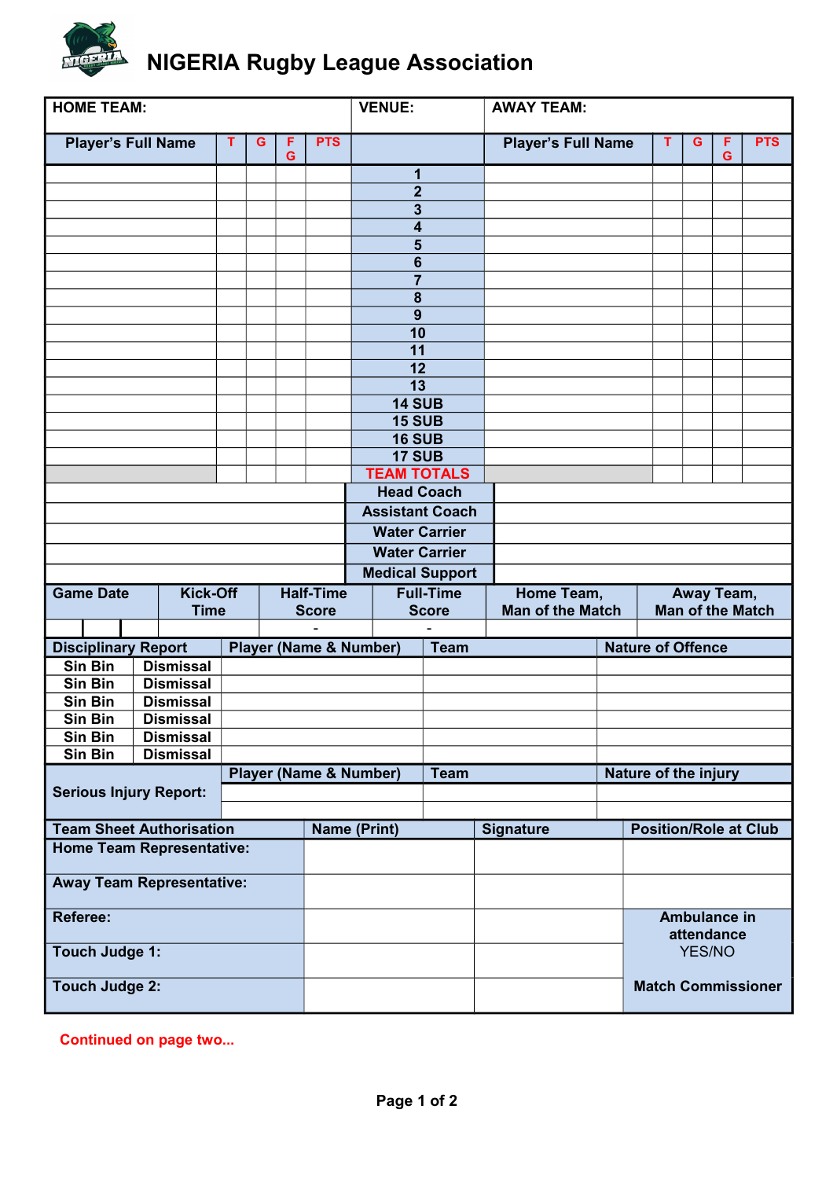# NIGERIA Rugby League Association

| HOME TEAM: | | | | | VENUE: | AWAY TEAM: | | | | |
|---|---|---|---|---|---|---|---|---|---|---|
| Player's Full Name | T | G | FG | PTS | | Player's Full Name | T | G | FG | PTS |
| | | | | | 1 | | | | | |
| | | | | | 2 | | | | | |
| | | | | | 3 | | | | | |
| | | | | | 4 | | | | | |
| | | | | | 5 | | | | | |
| | | | | | 6 | | | | | |
| | | | | | 7 | | | | | |
| | | | | | 8 | | | | | |
| | | | | | 9 | | | | | |
| | | | | | 10 | | | | | |
| | | | | | 11 | | | | | |
| | | | | | 12 | | | | | |
| | | | | | 13 | | | | | |
| | | | | | 14 SUB | | | | | |
| | | | | | 15 SUB | | | | | |
| | | | | | 16 SUB | | | | | |
| | | | | | 17 SUB | | | | | |
| | | | | | TEAM TOTALS | | | | | |

| | | |
|---|---|---|
| | Head Coach | |
| | Assistant Coach | |
| | Water Carrier | |
| | Water Carrier | |
| | Medical Support | |

| Game Date | Kick-Off Time | Half-Time Score | Full-Time Score | Home Team, Man of the Match | Away Team, Man of the Match |
|---|---|---|---|---|---|
| | | - | - | | |

| Disciplinary Report | | Player (Name & Number) | Team | Nature of Offence |
|---|---|---|---|---|
| Sin Bin | Dismissal | | | |
| Sin Bin | Dismissal | | | |
| Sin Bin | Dismissal | | | |
| Sin Bin | Dismissal | | | |
| Sin Bin | Dismissal | | | |
| Sin Bin | Dismissal | | | |

| Serious Injury Report: | Player (Name & Number) | Team | Nature of the injury |
|---|---|---|---|
| | | | |
| | | | |

| Team Sheet Authorisation | Name (Print) | Signature | Position/Role at Club |
|---|---|---|---|
| Home Team Representative: | | | |
| Away Team Representative: | | | |
| Referee: | | | Ambulance in attendance YES/NO |
| Touch Judge 1: | | | |
| Touch Judge 2: | | | Match Commissioner |

Continued on page two...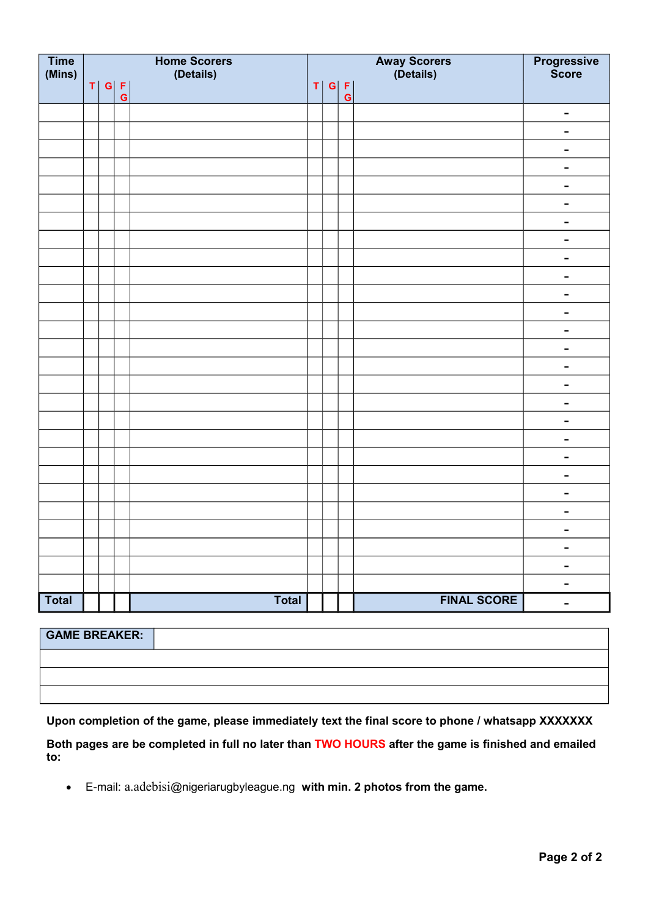| Time (Mins) | Home Scorers (Details) | | | | Away Scorers (Details) | | | | Progressive Score |
|---|---|---|---|---|---|---|---|---|---|
| | T | G | FG | | T | G | FG | | |
| | | | | | | | | | - |
| | | | | | | | | | - |
| | | | | | | | | | - |
| | | | | | | | | | - |
| | | | | | | | | | - |
| | | | | | | | | | - |
| | | | | | | | | | - |
| | | | | | | | | | - |
| | | | | | | | | | - |
| | | | | | | | | | - |
| | | | | | | | | | - |
| | | | | | | | | | - |
| | | | | | | | | | - |
| | | | | | | | | | - |
| | | | | | | | | | - |
| | | | | | | | | | - |
| | | | | | | | | | - |
| | | | | | | | | | - |
| | | | | | | | | | - |
| | | | | | | | | | - |
| | | | | | | | | | - |
| | | | | | | | | | - |
| | | | | | | | | | - |
| | | | | | | | | | - |
| | | | | | | | | | - |
| | | | | | | | | | - |
| Total | | | | Total | | | | FINAL SCORE | - |

| GAME BREAKER: | |
|---|---|
| | |
| | |
| | |

**Upon completion of the game, please immediately text the final score to phone / whatsapp XXXXXXX**

**Both pages are be completed in full no later than TWO HOURS after the game is finished and emailed to:**

- E-mail: a.adebisi@nigeriarugbyleague.ng **with min. 2 photos from the game.**